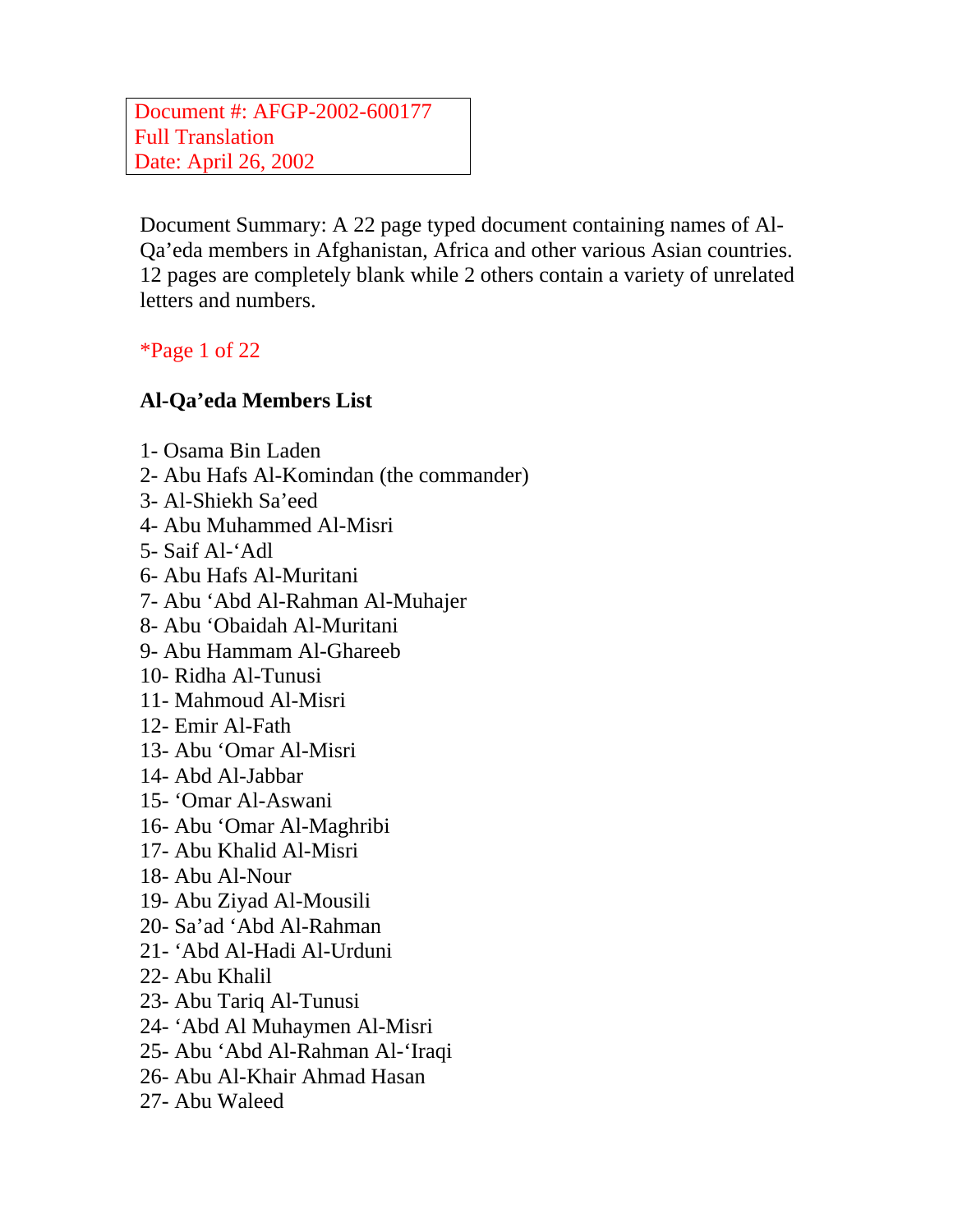Document #: AFGP-2002-600177
Full Translation
Date: April 26, 2002

Document Summary: A 22 page typed document containing names of Al-Qa'eda members in Afghanistan, Africa and other various Asian countries. 12 pages are completely blank while 2 others contain a variety of unrelated letters and numbers.

*Page 1 of 22

**Al-Qa'eda Members List**

1- Osama Bin Laden
2- Abu Hafs Al-Komindan (the commander)
3- Al-Shiekh Sa'eed
4- Abu Muhammed Al-Misri
5- Saif Al-'Adl
6- Abu Hafs Al-Muritani
7- Abu 'Abd Al-Rahman Al-Muhajer
8- Abu 'Obaidah Al-Muritani
9- Abu Hammam Al-Ghareeb
10- Ridha Al-Tunusi
11- Mahmoud Al-Misri
12- Emir Al-Fath
13- Abu 'Omar Al-Misri
14- Abd Al-Jabbar
15- 'Omar Al-Aswani
16- Abu 'Omar Al-Maghribi
17- Abu Khalid Al-Misri
18- Abu Al-Nour
19- Abu Ziyad Al-Mousili
20- Sa'ad 'Abd Al-Rahman
21- 'Abd Al-Hadi Al-Urduni
22- Abu Khalil
23- Abu Tariq Al-Tunusi
24- 'Abd Al Muhaymen Al-Misri
25- Abu 'Abd Al-Rahman Al-'Iraqi
26- Abu Al-Khair Ahmad Hasan
27- Abu Waleed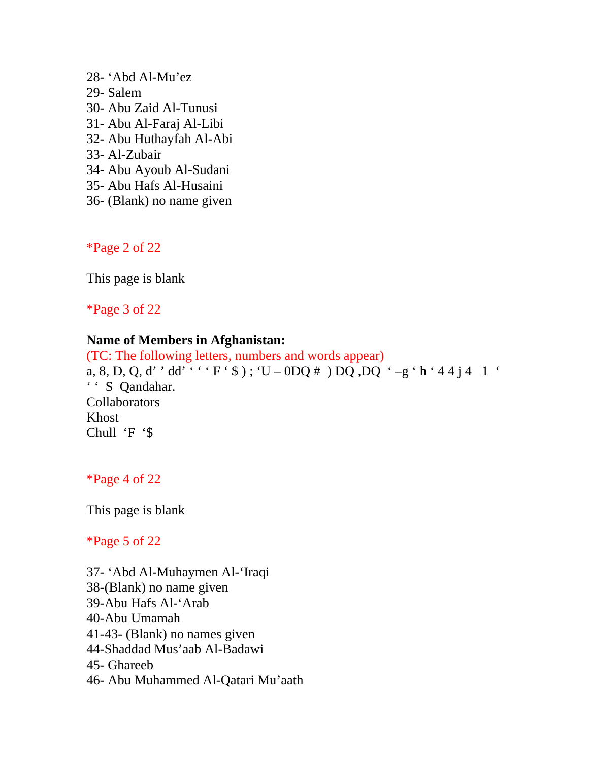28- ‘Abd Al-Mu’ez
29- Salem
30- Abu Zaid Al-Tunusi
31- Abu Al-Faraj Al-Libi
32- Abu Huthayfah Al-Abi
33- Al-Zubair
34- Abu Ayoub Al-Sudani
35- Abu Hafs Al-Husaini
36- (Blank) no name given

*Page 2 of 22

This page is blank

*Page 3 of 22

**Name of Members in Afghanistan:**
(TC: The following letters, numbers and words appear)
a, 8, D, Q, d’ ’ dd’ ‘ ‘ ‘ F ‘ $ ) ; ‘U – 0DQ # ) DQ ,DQ ‘ –g ‘ h ‘ 4 4 j 4 1 ‘
‘ ‘ S Qandahar.
Collaborators
Khost
Chull ‘F ‘$

*Page 4 of 22

This page is blank

*Page 5 of 22

37- ‘Abd Al-Muhaymen Al-‘Iraqi
38-(Blank) no name given
39-Abu Hafs Al-‘Arab
40-Abu Umamah
41-43- (Blank) no names given
44-Shaddad Mus’aab Al-Badawi
45- Ghareeb
46- Abu Muhammed Al-Qatari Mu’aath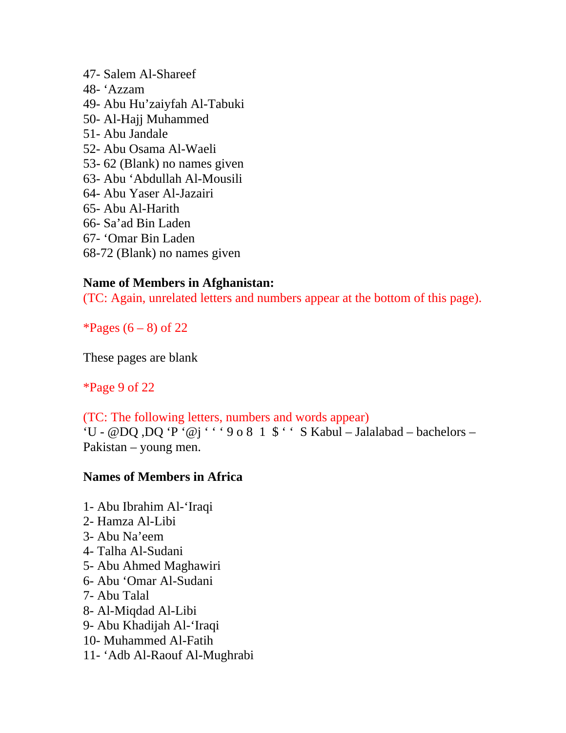47- Salem Al-Shareef
48- ‘Azzam
49- Abu Hu’zaiyfah Al-Tabuki
50- Al-Hajj Muhammed
51- Abu Jandale
52- Abu Osama Al-Waeli
53- 62 (Blank) no names given
63- Abu ‘Abdullah Al-Mousili
64- Abu Yaser Al-Jazairi
65- Abu Al-Harith
66- Sa’ad Bin Laden
67- ‘Omar Bin Laden
68-72 (Blank) no names given

**Name of Members in Afghanistan:**
(TC: Again, unrelated letters and numbers appear at the bottom of this page).

*Pages (6 – 8) of 22

These pages are blank

*Page 9 of 22

(TC: The following letters, numbers and words appear)
‘U - @DQ ,DQ ‘P ‘@j ‘ ‘ ‘ 9 o 8 1 $ ‘ ‘ S Kabul – Jalalabad – bachelors – Pakistan – young men.

**Names of Members in Africa**

1- Abu Ibrahim Al-‘Iraqi
2- Hamza Al-Libi
3- Abu Na’eem
4- Talha Al-Sudani
5- Abu Ahmed Maghawiri
6- Abu ‘Omar Al-Sudani
7- Abu Talal
8- Al-Miqdad Al-Libi
9- Abu Khadijah Al-‘Iraqi
10- Muhammed Al-Fatih
11- ‘Adb Al-Raouf Al-Mughrabi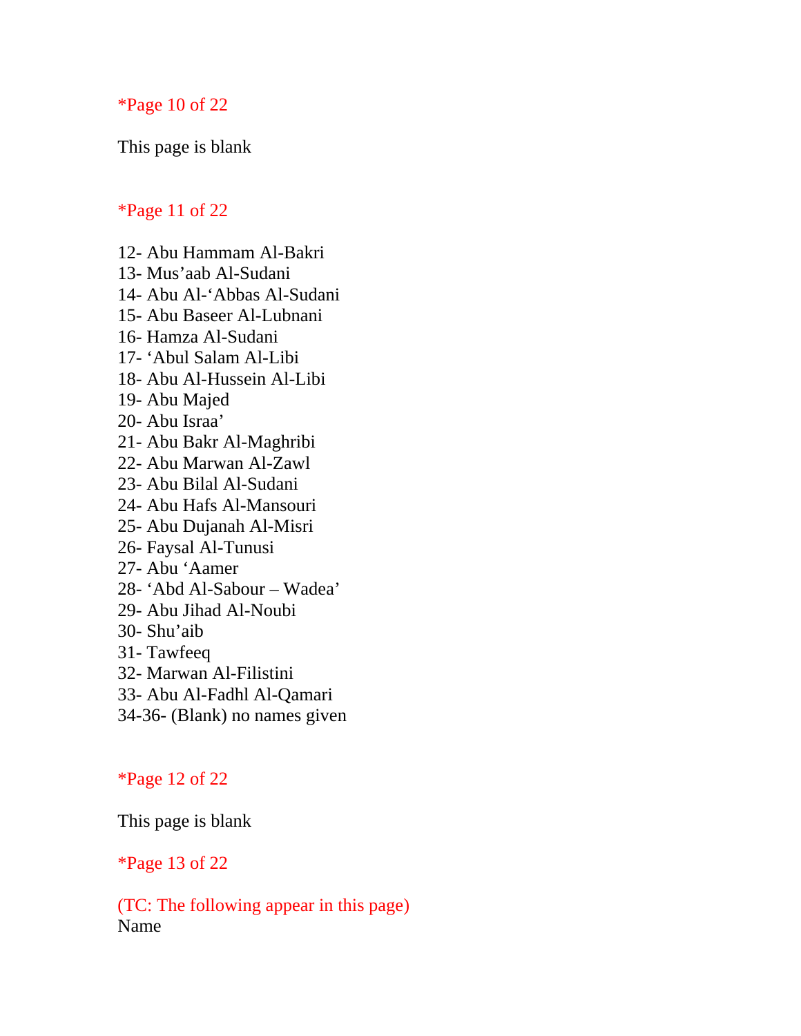*Page 10 of 22

This page is blank

*Page 11 of 22

12- Abu Hammam Al-Bakri
13- Mus'aab Al-Sudani
14- Abu Al-'Abbas Al-Sudani
15- Abu Baseer Al-Lubnani
16- Hamza Al-Sudani
17- 'Abul Salam Al-Libi
18- Abu Al-Hussein Al-Libi
19- Abu Majed
20- Abu Israa'
21- Abu Bakr Al-Maghribi
22- Abu Marwan Al-Zawl
23- Abu Bilal Al-Sudani
24- Abu Hafs Al-Mansouri
25- Abu Dujanah Al-Misri
26- Faysal Al-Tunusi
27- Abu 'Aamer
28- 'Abd Al-Sabour – Wadea'
29- Abu Jihad Al-Noubi
30- Shu'aib
31- Tawfeeq
32- Marwan Al-Filistini
33- Abu Al-Fadhl Al-Qamari
34-36- (Blank) no names given

*Page 12 of 22

This page is blank

*Page 13 of 22

(TC: The following appear in this page)
Name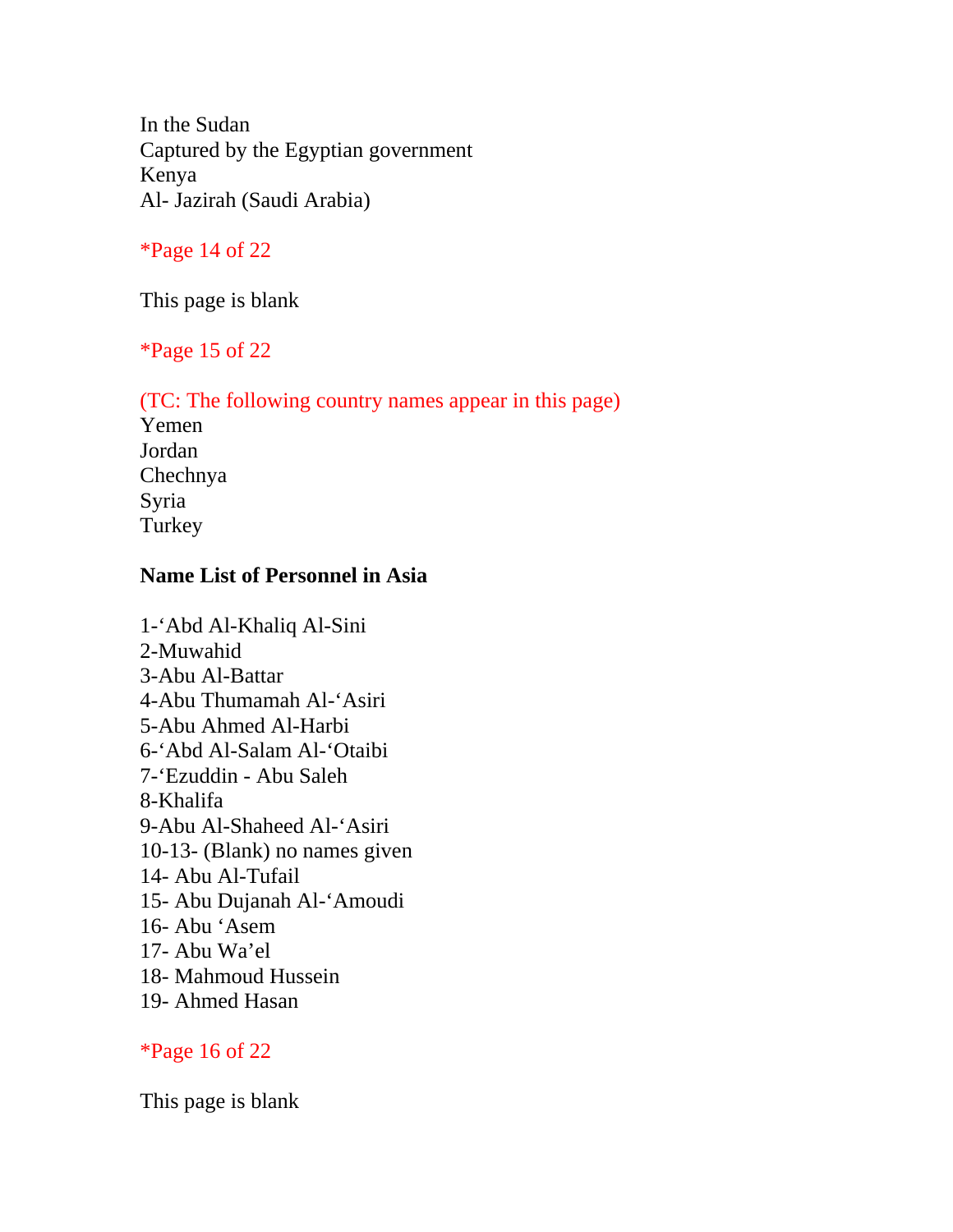In the Sudan
Captured by the Egyptian government
Kenya
Al- Jazirah (Saudi Arabia)

*Page 14 of 22

This page is blank

*Page 15 of 22

(TC: The following country names appear in this page)
Yemen
Jordan
Chechnya
Syria
Turkey

**Name List of Personnel in Asia**

1-‘Abd Al-Khaliq Al-Sini
2-Muwahid
3-Abu Al-Battar
4-Abu Thumamah Al-‘Asiri
5-Abu Ahmed Al-Harbi
6-‘Abd Al-Salam Al-‘Otaibi
7-‘Ezuddin - Abu Saleh
8-Khalifa
9-Abu Al-Shaheed Al-‘Asiri
10-13- (Blank) no names given
14- Abu Al-Tufail
15- Abu Dujanah Al-‘Amoudi
16- Abu ‘Asem
17- Abu Wa’el
18- Mahmoud Hussein
19- Ahmed Hasan

*Page 16 of 22

This page is blank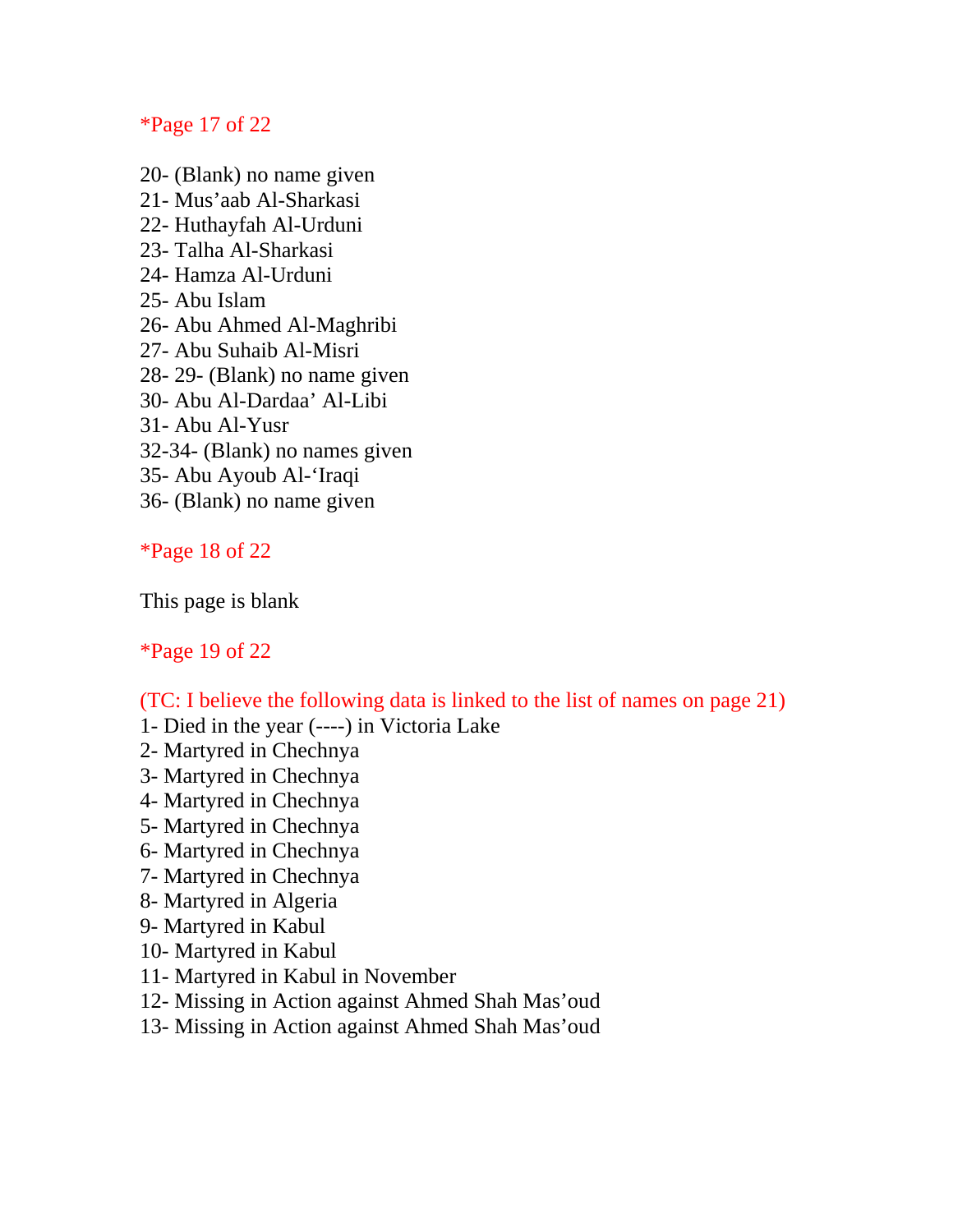*Page 17 of 22

20- (Blank) no name given
21- Mus'aab Al-Sharkasi
22- Huthayfah Al-Urduni
23- Talha Al-Sharkasi
24- Hamza Al-Urduni
25- Abu Islam
26- Abu Ahmed Al-Maghribi
27- Abu Suhaib Al-Misri
28- 29- (Blank) no name given
30- Abu Al-Dardaa' Al-Libi
31- Abu Al-Yusr
32-34- (Blank) no names given
35- Abu Ayoub Al-'Iraqi
36- (Blank) no name given

*Page 18 of 22

This page is blank

*Page 19 of 22

(TC: I believe the following data is linked to the list of names on page 21)
1- Died in the year (----) in Victoria Lake
2- Martyred in Chechnya
3- Martyred in Chechnya
4- Martyred in Chechnya
5- Martyred in Chechnya
6- Martyred in Chechnya
7- Martyred in Chechnya
8- Martyred in Algeria
9- Martyred in Kabul
10- Martyred in Kabul
11- Martyred in Kabul in November
12- Missing in Action against Ahmed Shah Mas'oud
13- Missing in Action against Ahmed Shah Mas'oud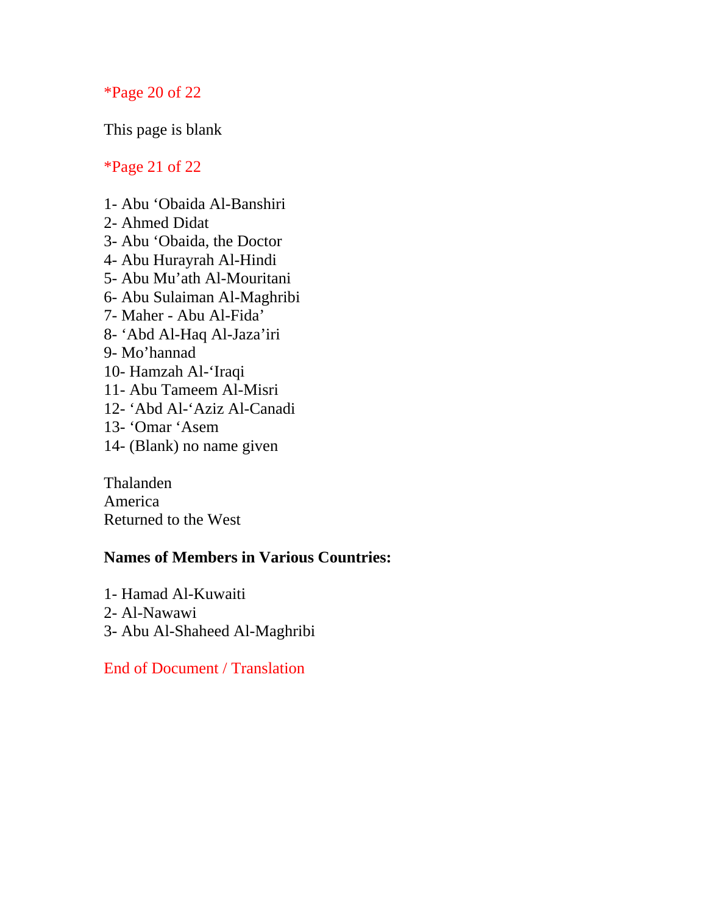*Page 20 of 22

This page is blank

*Page 21 of 22

1- Abu ‘Obaida Al-Banshiri
2- Ahmed Didat
3- Abu ‘Obaida, the Doctor
4- Abu Hurayrah Al-Hindi
5- Abu Mu’ath Al-Mouritani
6- Abu Sulaiman Al-Maghribi
7- Maher - Abu Al-Fida’
8- ‘Abd Al-Haq Al-Jaza’iri
9- Mo’hannad
10- Hamzah Al-‘Iraqi
11- Abu Tameem Al-Misri
12- ‘Abd Al-‘Aziz Al-Canadi
13- ‘Omar ‘Asem
14- (Blank) no name given

Thalanden
America
Returned to the West

**Names of Members in Various Countries:**

1- Hamad Al-Kuwaiti
2- Al-Nawawi
3- Abu Al-Shaheed Al-Maghribi

End of Document / Translation